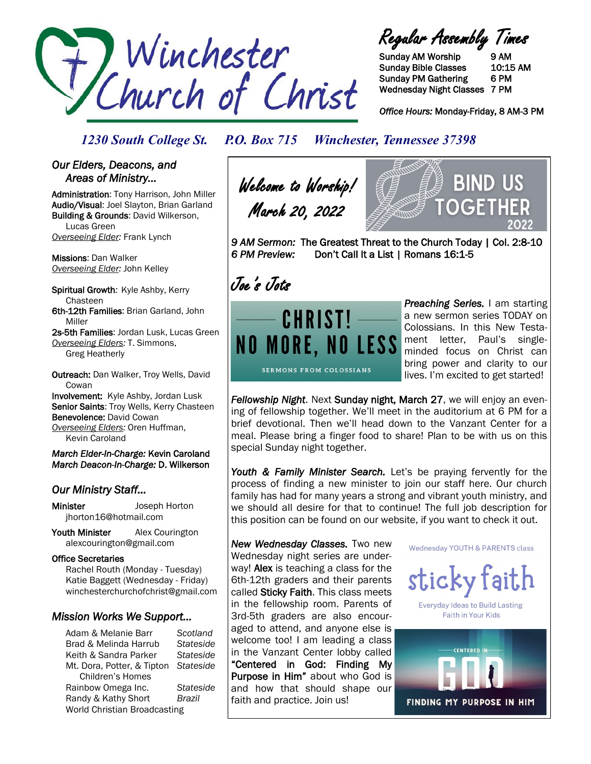# Winchester Church of Christ

## Regular Assembly Times

| | |
|---|---|
| Sunday AM Worship | 9 AM |
| Sunday Bible Classes | 10:15 AM |
| Sunday PM Gathering | 6 PM |
| Wednesday Night Classes | 7 PM |

*Office Hours:* Monday-Friday, 8 AM-3 PM

*1230 South College St. P.O. Box 715 Winchester, Tennessee 37398*

## *Our Elders, Deacons, and Areas of Ministry...*

**Administration**: Tony Harrison, John Miller
**Audio/Visual**: Joel Slayton, Brian Garland
**Building & Grounds**: David Wilkerson, Lucas Green
*Overseeing Elder:* Frank Lynch

**Missions**: Dan Walker
*Overseeing Elder:* John Kelley

**Spiritual Growth**: Kyle Ashby, Kerry Chasteen
**6th-12th Families**: Brian Garland, John Miller
**2s-5th Families**: Jordan Lusk, Lucas Green
*Overseeing Elders:* T. Simmons, Greg Heatherly

**Outreach:** Dan Walker, Troy Wells, David Cowan
**Involvement:** Kyle Ashby, Jordan Lusk
**Senior Saints**: Troy Wells, Kerry Chasteen
**Benevolence:** David Cowan
*Overseeing Elders:* Oren Huffman, Kevin Caroland

***March Elder-In-Charge:* Kevin Caroland**
***March Deacon-In-Charge:* D. Wilkerson**

## *Our Ministry Staff...*

**Minister** Joseph Horton
jhorton16@hotmail.com

**Youth Minister** Alex Courington
alexcourington@gmail.com

**Office Secretaries**
Rachel Routh (Monday - Tuesday)
Katie Baggett (Wednesday - Friday)
winchesterchurchofchrist@gmail.com

## *Mission Works We Support...*

| | |
|---|---|
| Adam & Melanie Barr | *Scotland* |
| Brad & Melinda Harrub | *Stateside* |
| Keith & Sandra Parker | *Stateside* |
| Mt. Dora, Potter, & Tipton Children's Homes | *Stateside* |
| Rainbow Omega Inc. | *Stateside* |
| Randy & Kathy Short | *Brazil* |
| World Christian Broadcasting | |

## Welcome to Worship! March 20, 2022

BIND US TOGETHER 2022

*9 AM Sermon:* The Greatest Threat to the Church Today | Col. 2:8-10
*6 PM Preview:* Don't Call It a List | Romans 16:1-5

## Joe's Jots

CHRIST! NO MORE, NO LESS — SERMONS FROM COLOSSIANS

***Preaching Series.*** I am starting a new sermon series TODAY on Colossians. In this New Testament letter, Paul's single-minded focus on Christ can bring power and clarity to our lives. I'm excited to get started!

***Fellowship Night***. Next **Sunday night, March 27**, we will enjoy an evening of fellowship together. We'll meet in the auditorium at 6 PM for a brief devotional. Then we'll head down to the Vanzant Center for a meal. Please bring a finger food to share! Plan to be with us on this special Sunday night together.

***Youth & Family Minister Search.*** Let's be praying fervently for the process of finding a new minister to join our staff here. Our church family has had for many years a strong and vibrant youth ministry, and we should all desire for that to continue! The full job description for this position can be found on our website, if you want to check it out.

***New Wednesday Classes.*** Two new Wednesday night series are underway! **Alex** is teaching a class for the 6th-12th graders and their parents called **Sticky Faith**. This class meets in the fellowship room. Parents of 3rd-5th graders are also encouraged to attend, and anyone else is welcome too! I am leading a class in the Vanzant Center lobby called **"Centered in God: Finding My Purpose in Him"** about who God is and how that should shape our faith and practice. Join us!

Wednesday YOUTH & PARENTS class — sticky faith — Everyday Ideas to Build Lasting Faith in Your Kids

CENTERED IN GOD — FINDING MY PURPOSE IN HIM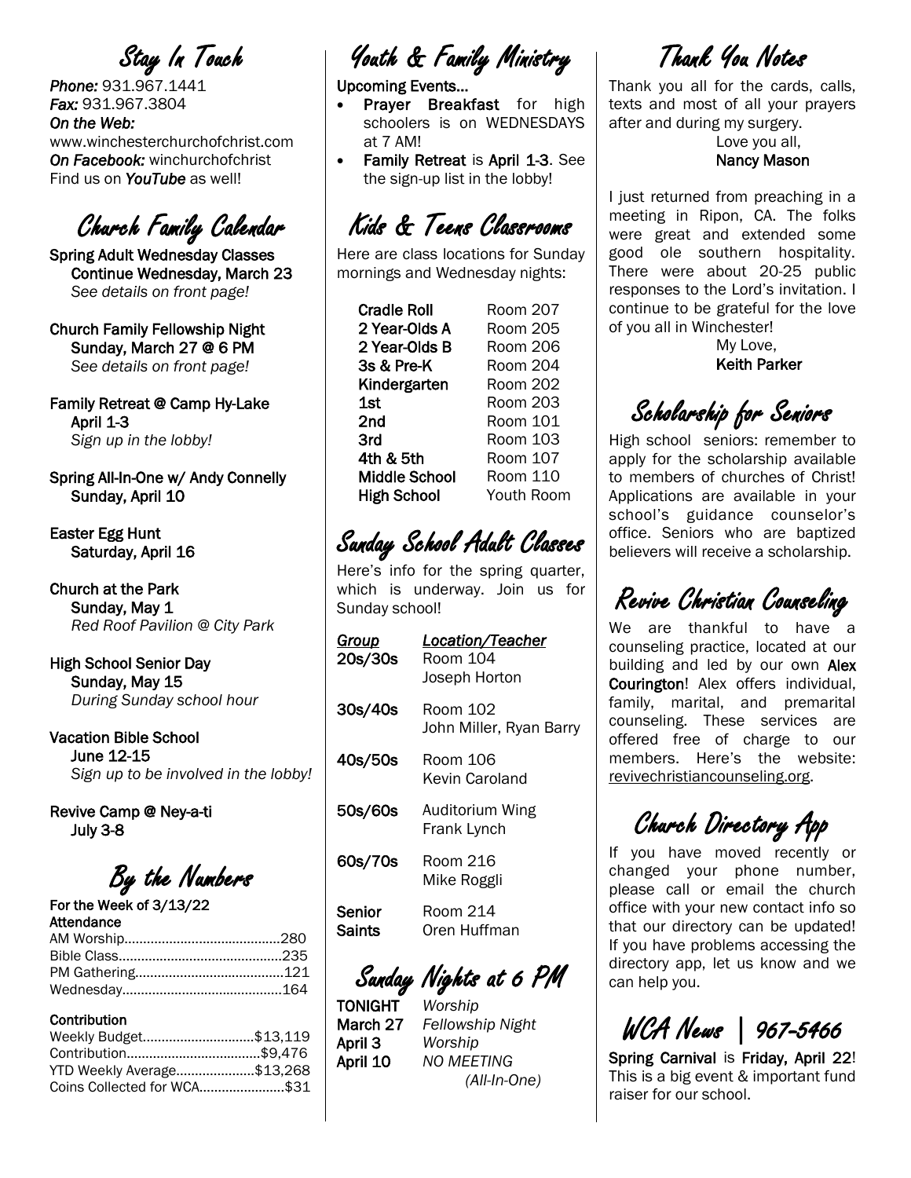## Stay In Touch

*Phone:* 931.967.1441
*Fax:* 931.967.3804
*On the Web:*
www.winchesterchurchofchrist.com
*On Facebook:* winchurchofchrist
Find us on *YouTube* as well!

## Church Family Calendar

**Spring Adult Wednesday Classes**
**Continue Wednesday, March 23**
*See details on front page!*

**Church Family Fellowship Night**
**Sunday, March 27 @ 6 PM**
*See details on front page!*

**Family Retreat @ Camp Hy-Lake**
**April 1-3**
*Sign up in the lobby!*

**Spring All-In-One w/ Andy Connelly**
**Sunday, April 10**

**Easter Egg Hunt**
**Saturday, April 16**

**Church at the Park**
**Sunday, May 1**
*Red Roof Pavilion @ City Park*

**High School Senior Day**
**Sunday, May 15**
*During Sunday school hour*

**Vacation Bible School**
**June 12-15**
*Sign up to be involved in the lobby!*

**Revive Camp @ Ney-a-ti**
**July 3-8**

## By the Numbers

**For the Week of 3/13/22**

**Attendance**

| | |
|---|---|
| AM Worship | 280 |
| Bible Class | 235 |
| PM Gathering | 121 |
| Wednesday | 164 |

**Contribution**

| | |
|---|---|
| Weekly Budget | $13,119 |
| Contribution | $9,476 |
| YTD Weekly Average | $13,268 |
| Coins Collected for WCA | $31 |

## Youth & Family Ministry

**Upcoming Events...**

- **Prayer Breakfast** for high schoolers is on WEDNESDAYS at 7 AM!
- **Family Retreat** is **April 1-3**. See the sign-up list in the lobby!

## Kids & Teens Classrooms

Here are class locations for Sunday mornings and Wednesday nights:

| | |
|---|---|
| **Cradle Roll** | Room 207 |
| **2 Year-Olds A** | Room 205 |
| **2 Year-Olds B** | Room 206 |
| **3s & Pre-K** | Room 204 |
| **Kindergarten** | Room 202 |
| **1st** | Room 203 |
| **2nd** | Room 101 |
| **3rd** | Room 103 |
| **4th & 5th** | Room 107 |
| **Middle School** | Room 110 |
| **High School** | Youth Room |

## Sunday School Adult Classes

Here's info for the spring quarter, which is underway. Join us for Sunday school!

| *Group* | *Location/Teacher* |
|---|---|
| **20s/30s** | Room 104, Joseph Horton |
| **30s/40s** | Room 102, John Miller, Ryan Barry |
| **40s/50s** | Room 106, Kevin Caroland |
| **50s/60s** | Auditorium Wing, Frank Lynch |
| **60s/70s** | Room 216, Mike Roggli |
| **Senior Saints** | Room 214, Oren Huffman |

## Sunday Nights at 6 PM

| | |
|---|---|
| **TONIGHT** | *Worship* |
| **March 27** | *Fellowship Night* |
| **April 3** | *Worship* |
| **April 10** | *NO MEETING (All-In-One)* |

## Thank You Notes

Thank you all for the cards, calls, texts and most of all your prayers after and during my surgery.

Love you all,
**Nancy Mason**

I just returned from preaching in a meeting in Ripon, CA. The folks were great and extended some good ole southern hospitality. There were about 20-25 public responses to the Lord's invitation. I continue to be grateful for the love of you all in Winchester!

My Love,
**Keith Parker**

## Scholarship for Seniors

High school seniors: remember to apply for the scholarship available to members of churches of Christ! Applications are available in your school's guidance counselor's office. Seniors who are baptized believers will receive a scholarship.

## Revive Christian Counseling

We are thankful to have a counseling practice, located at our building and led by our own **Alex Courington**! Alex offers individual, family, marital, and premarital counseling. These services are offered free of charge to our members. Here's the website: revivechristiancounseling.org.

## Church Directory App

If you have moved recently or changed your phone number, please call or email the church office with your new contact info so that our directory can be updated! If you have problems accessing the directory app, let us know and we can help you.

## WCA News | 967-5466

**Spring Carnival** is **Friday, April 22**! This is a big event & important fund raiser for our school.